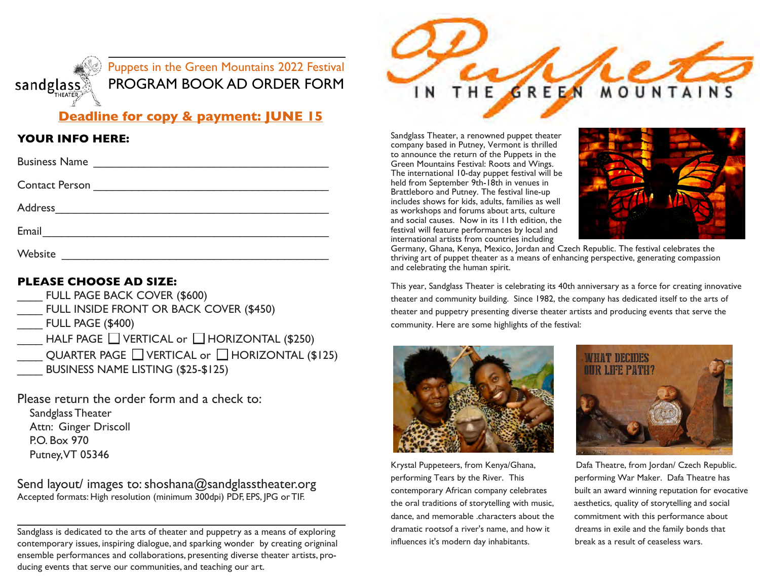sandglass THEATER

Puppets in the Green Mountains 2022 Festival

# PROGRAM BOOK AD ORDER FORM

**Deadline for copy & payment: JUNE 15**

**YOUR INFO HERE:**

Business Name ________________________________________

Contact Person ________________________________________

Address________________________________________

Email________________________________________

Website ________________________________________

**PLEASE CHOOSE AD SIZE:**

____ FULL PAGE BACK COVER ($600)
____ FULL INSIDE FRONT OR BACK COVER ($450)
____ FULL PAGE ($400)
____ HALF PAGE ☐ VERTICAL or ☐ HORIZONTAL ($250)
____ QUARTER PAGE ☐ VERTICAL or ☐ HORIZONTAL ($125)
____ BUSINESS NAME LISTING ($25-$125)

Please return the order form and a check to:

Sandglass Theater
Attn: Ginger Driscoll
P.O. Box 970
Putney, VT 05346

Send layout/ images to: shoshana@sandglasstheater.org
Accepted formats: High resolution (minimum 300dpi) PDF, EPS, JPG or TIF.

---

Sandglass is dedicated to the arts of theater and puppetry as a means of exploring contemporary issues, inspiring dialogue, and sparking wonder by creating original ensemble performances and collaborations, presenting diverse theater artists, producing events that serve our communities, and teaching our art.

# Puppets IN THE GREEN MOUNTAINS

Sandglass Theater, a renowned puppet theater company based in Putney, Vermont is thrilled to announce the return of the Puppets in the Green Mountains Festival: Roots and Wings. The international 10-day puppet festival will be held from September 9th-18th in venues in Brattleboro and Putney. The festival line-up includes shows for kids, adults, families as well as workshops and forums about arts, culture and social causes. Now in its 11th edition, the festival will feature performances by local and international artists from countries including Germany, Ghana, Kenya, Mexico, Jordan and Czech Republic. The festival celebrates the thriving art of puppet theater as a means of enhancing perspective, generating compassion and celebrating the human spirit.

This year, Sandglass Theater is celebrating its 40th anniversary as a force for creating innovative theater and community building. Since 1982, the company has dedicated itself to the arts of theater and puppetry presenting diverse theater artists and producing events that serve the community. Here are some highlights of the festival:

Krystal Puppeteers, from Kenya/Ghana, performing Tears by the River. This contemporary African company celebrates the oral traditions of storytelling with music, dance, and memorable .characters about the dramatic rootsof a river's name, and how it influences it's modern day inhabitants.

Dafa Theatre, from Jordan/ Czech Republic. performing War Maker. Dafa Theatre has built an award winning reputation for evocative aesthetics, quality of storytelling and social commitment with this performance about dreams in exile and the family bonds that break as a result of ceaseless wars.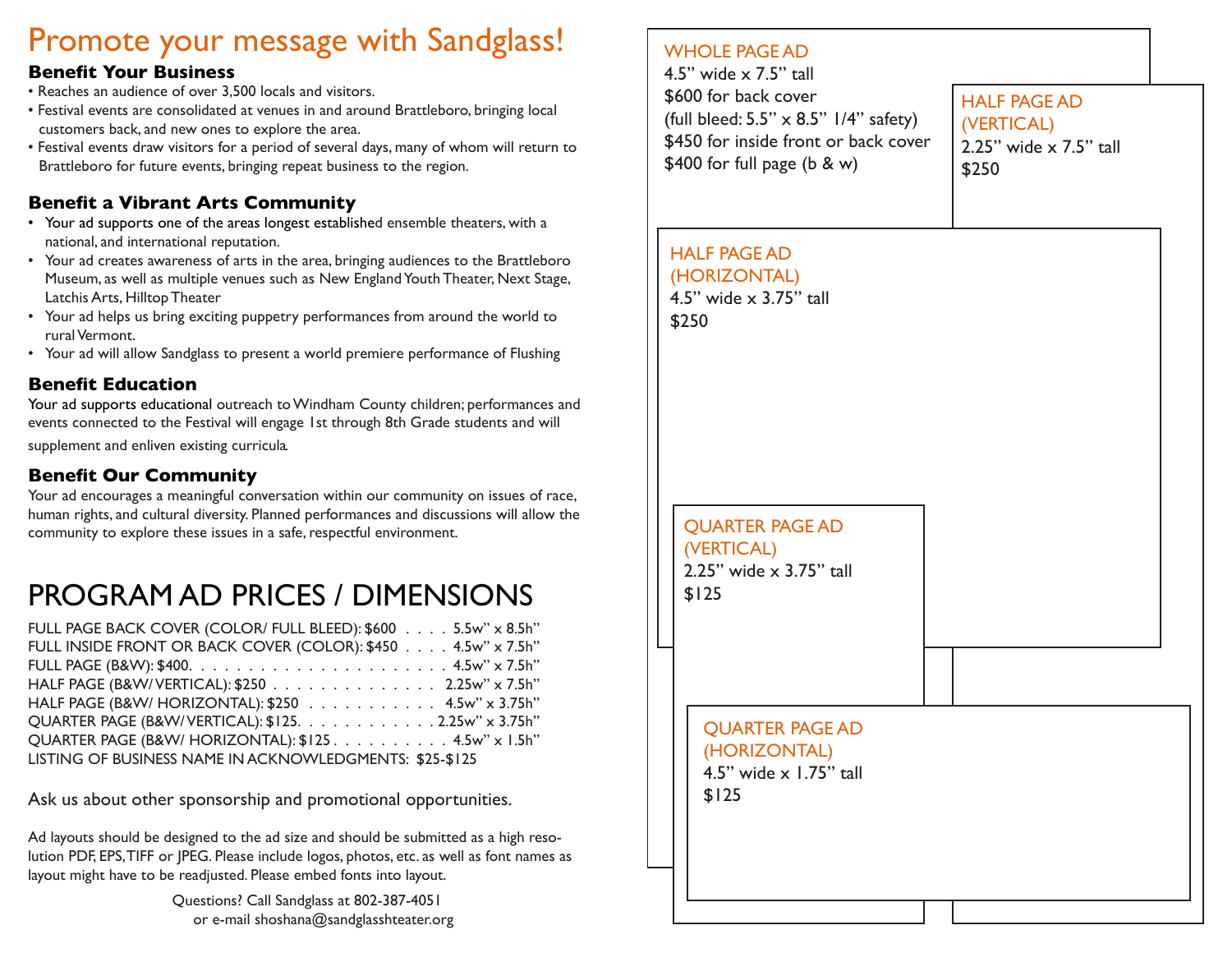# Promote your message with Sandglass!

### Benefit Your Business

- Reaches an audience of over 3,500 locals and visitors.
- Festival events are consolidated at venues in and around Brattleboro, bringing local customers back, and new ones to explore the area.
- Festival events draw visitors for a period of several days, many of whom will return to Brattleboro for future events, bringing repeat business to the region.

### Benefit a Vibrant Arts Community

- Your ad supports one of the areas longest established ensemble theaters, with a national, and international reputation.
- Your ad creates awareness of arts in the area, bringing audiences to the Brattleboro Museum, as well as multiple venues such as New England Youth Theater, Next Stage, Latchis Arts, Hilltop Theater
- Your ad helps us bring exciting puppetry performances from around the world to rural Vermont.
- Your ad will allow Sandglass to present a world premiere performance of Flushing

### Benefit Education

Your ad supports educational outreach to Windham County children; performances and events connected to the Festival will engage 1st through 8th Grade students and will supplement and enliven existing curricula.

### Benefit Our Community

Your ad encourages a meaningful conversation within our community on issues of race, human rights, and cultural diversity. Planned performances and discussions will allow the community to explore these issues in a safe, respectful environment.

## PROGRAM AD PRICES / DIMENSIONS

FULL PAGE BACK COVER (COLOR/ FULL BLEED): $600 . . . . 5.5w" x 8.5h"
FULL INSIDE FRONT OR BACK COVER (COLOR): $450 . . . . 4.5w" x 7.5h"
FULL PAGE (B&W): $400. . . . . . . . . . . . . . . . . . . . . . . 4.5w" x 7.5h"
HALF PAGE (B&W/ VERTICAL): $250 . . . . . . . . . . . . . . . 2.25w" x 7.5h"
HALF PAGE (B&W/ HORIZONTAL): $250 . . . . . . . . . . . . 4.5w" x 3.75h"
QUARTER PAGE (B&W/ VERTICAL): $125. . . . . . . . . . . . 2.25w" x 3.75h"
QUARTER PAGE (B&W/ HORIZONTAL): $125 . . . . . . . . . . 4.5w" x 1.5h"
LISTING OF BUSINESS NAME IN ACKNOWLEDGMENTS: $25-$125

Ask us about other sponsorship and promotional opportunities.

Ad layouts should be designed to the ad size and should be submitted as a high resolution PDF, EPS, TIFF or JPEG. Please include logos, photos, etc. as well as font names as layout might have to be readjusted. Please embed fonts into layout.

Questions? Call Sandglass at 802-387-4051
or e-mail shoshana@sandglasshteater.org

WHOLE PAGE AD
4.5" wide x 7.5" tall
$600 for back cover
(full bleed: 5.5" x 8.5" 1/4" safety)
$450 for inside front or back cover
$400 for full page (b & w)

HALF PAGE AD
(VERTICAL)
2.25" wide x 7.5" tall
$250

HALF PAGE AD
(HORIZONTAL)
4.5" wide x 3.75" tall
$250

QUARTER PAGE AD
(VERTICAL)
2.25" wide x 3.75" tall
$125

QUARTER PAGE AD
(HORIZONTAL)
4.5" wide x 1.75" tall
$125